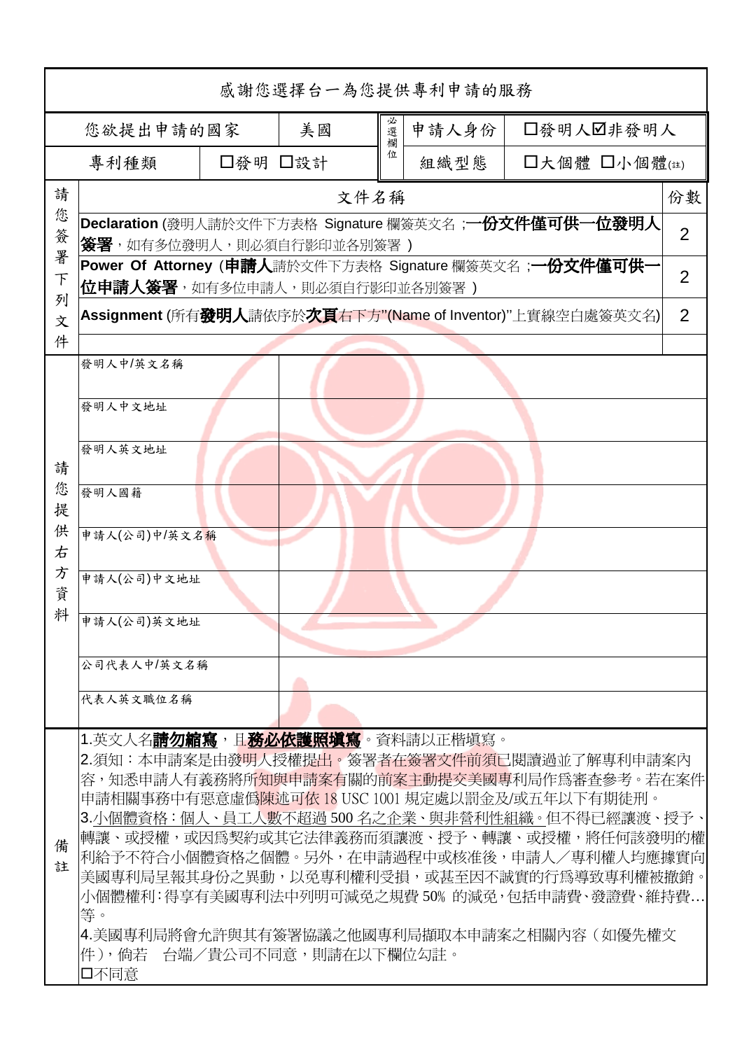# 感謝您選擇台一為您提供專利申請的服務

| 您欲提出申請的國家 | 美國 | 必選欄位 | 申請人身份 | ☐發明人☑非發明人 |
|---|---|---|---|---|
| 專利種類 | ☐發明 ☐設計 | | 組織型態 | ☐大個體 ☐小個體(註) |

| | 文件名稱 | 份數 |
|---|---|---|
| 請您簽署下列文件 | **Declaration** (發明人請於文件下方表格 Signature 欄簽英文名 ;**一份文件僅可供一位發明人簽署**，如有多位發明人，則必須自行影印並各別簽署 ) | 2 |
| | **Power Of Attorney** (**申請人**請於文件下方表格 Signature 欄簽英文名 ;**一份文件僅可供一位申請人簽署**，如有多位申請人，則必須自行影印並各別簽署 ) | 2 |
| | **Assignment** (所有**發明人**請依序於**次頁**右下方"(Name of Inventor)"上實線空白處簽英文名) | 2 |
| | | |

| 請您提供右方資料 | | |
|---|---|---|
| | 發明人中/英文名稱 | |
| | 發明人中文地址 | |
| | 發明人英文地址 | |
| | 發明人國籍 | |
| | 申請人(公司)中/英文名稱 | |
| | 申請人(公司)中文地址 | |
| | 申請人(公司)英文地址 | |
| | 公司代表人中/英文名稱 | |
| | 代表人英文職位名稱 | |

**備註**

1.英文人名**請勿縮寫**，且**務必依護照填寫**。資料請以正楷填寫。

2.須知：本申請案是由發明人授權提出。簽署者在簽署文件前須已閱讀並了解專利申請案內容，知悉申請人有義務將所知與申請案有關的前案主動提交美國專利局作爲審查參考。若在案件申請相關事務中有惡意虛僞陳述可依 18 USC 1001 規定處以罰金及/或五年以下有期徒刑。

3.小個體資格：個人、員工人數不超過 500 名之企業、與非營利性組織。但不得已經讓渡、授予、轉讓、或授權，或因爲契約或其它法律義務而須讓渡、授予、轉讓、或授權，將任何該發明的權利給予不符合小個體資格之個體。另外，在申請過程中或核准後，申請人／專利權人均應據實向美國專利局呈報其身份之異動，以免專利權利受損，或甚至因不誠實的行爲導致專利權被撤銷。小個體權利：得享有美國專利法中列明可減免之規費 50% 的減免，包括申請費、發證費、維持費…等。

4.美國專利局將會允許與其有簽署協議之他國專利局擷取本申請案之相關內容（如優先權文件），倘若 台端／貴公司不同意，則請在以下欄位勾註。

☐不同意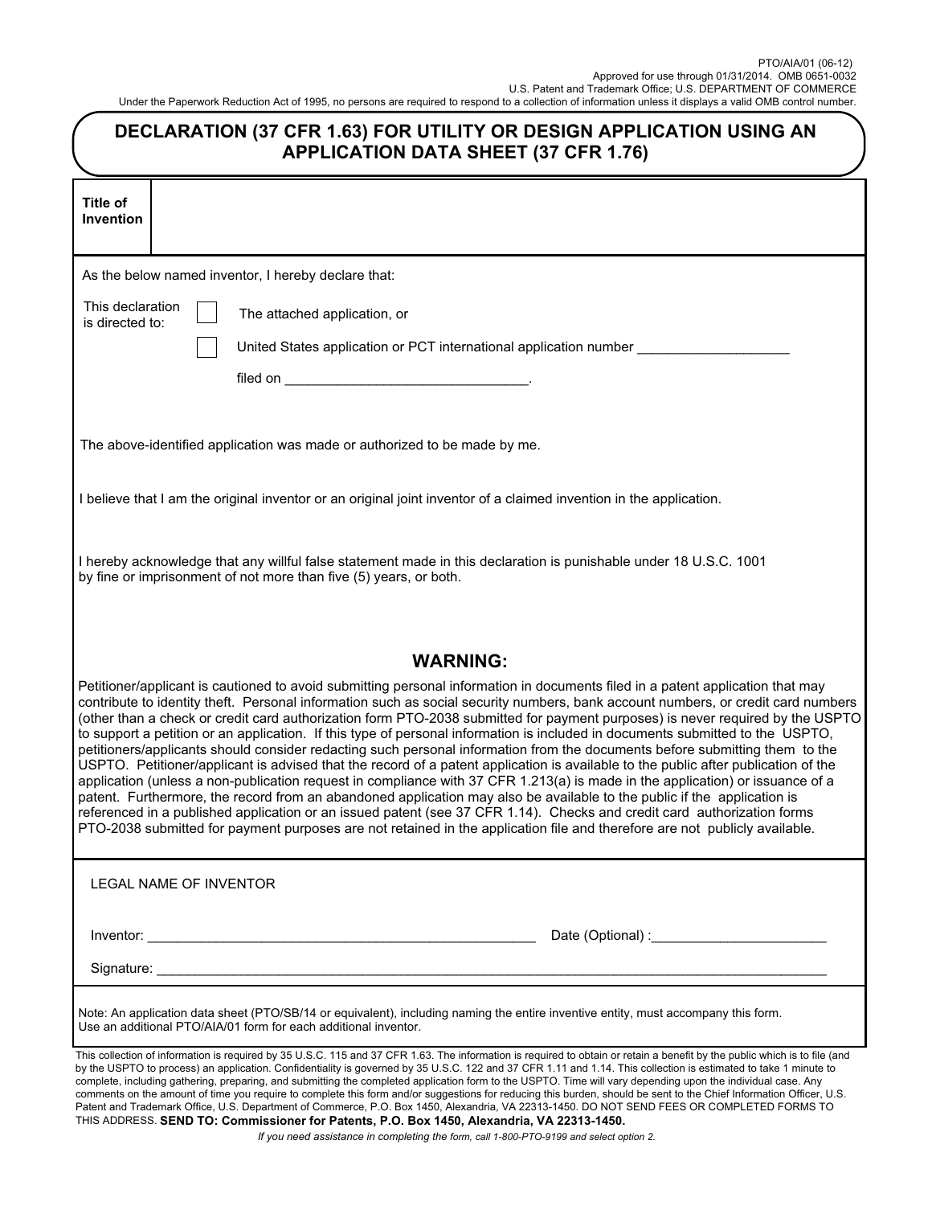PTO/AIA/01 (06-12)
Approved for use through 01/31/2014. OMB 0651-0032
U.S. Patent and Trademark Office; U.S. DEPARTMENT OF COMMERCE
Under the Paperwork Reduction Act of 1995, no persons are required to respond to a collection of information unless it displays a valid OMB control number.

# DECLARATION (37 CFR 1.63) FOR UTILITY OR DESIGN APPLICATION USING AN APPLICATION DATA SHEET (37 CFR 1.76)

| **Title of Invention** | |
|---|---|

As the below named inventor, I hereby declare that:

This declaration is directed to:

☐ The attached application, or

☐ United States application or PCT international application number ____________________

filed on ________________________________.

The above-identified application was made or authorized to be made by me.

I believe that I am the original inventor or an original joint inventor of a claimed invention in the application.

I hereby acknowledge that any willful false statement made in this declaration is punishable under 18 U.S.C. 1001 by fine or imprisonment of not more than five (5) years, or both.

## WARNING:

Petitioner/applicant is cautioned to avoid submitting personal information in documents filed in a patent application that may contribute to identity theft. Personal information such as social security numbers, bank account numbers, or credit card numbers (other than a check or credit card authorization form PTO-2038 submitted for payment purposes) is never required by the USPTO to support a petition or an application. If this type of personal information is included in documents submitted to the USPTO, petitioners/applicants should consider redacting such personal information from the documents before submitting them to the USPTO. Petitioner/applicant is advised that the record of a patent application is available to the public after publication of the application (unless a non-publication request in compliance with 37 CFR 1.213(a) is made in the application) or issuance of a patent. Furthermore, the record from an abandoned application may also be available to the public if the application is referenced in a published application or an issued patent (see 37 CFR 1.14). Checks and credit card authorization forms PTO-2038 submitted for payment purposes are not retained in the application file and therefore are not publicly available.

LEGAL NAME OF INVENTOR

Inventor: ____________________________________________________ Date (Optional) :_______________________

Signature: ______________________________________________________________________________________

Note: An application data sheet (PTO/SB/14 or equivalent), including naming the entire inventive entity, must accompany this form. Use an additional PTO/AIA/01 form for each additional inventor.

This collection of information is required by 35 U.S.C. 115 and 37 CFR 1.63. The information is required to obtain or retain a benefit by the public which is to file (and by the USPTO to process) an application. Confidentiality is governed by 35 U.S.C. 122 and 37 CFR 1.11 and 1.14. This collection is estimated to take 1 minute to complete, including gathering, preparing, and submitting the completed application form to the USPTO. Time will vary depending upon the individual case. Any comments on the amount of time you require to complete this form and/or suggestions for reducing this burden, should be sent to the Chief Information Officer, U.S. Patent and Trademark Office, U.S. Department of Commerce, P.O. Box 1450, Alexandria, VA 22313-1450. DO NOT SEND FEES OR COMPLETED FORMS TO THIS ADDRESS. **SEND TO: Commissioner for Patents, P.O. Box 1450, Alexandria, VA 22313-1450.**

*If you need assistance in completing the form, call 1-800-PTO-9199 and select option 2.*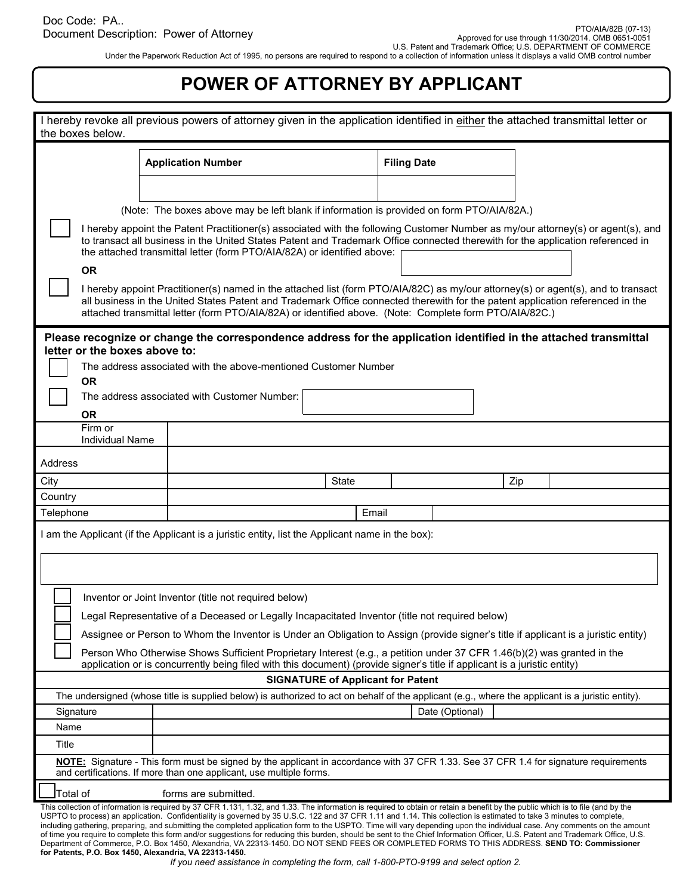Doc Code: PA..
Document Description: Power of Attorney

PTO/AIA/82B (07-13)
Approved for use through 11/30/2014. OMB 0651-0051
U.S. Patent and Trademark Office; U.S. DEPARTMENT OF COMMERCE
Under the Paperwork Reduction Act of 1995, no persons are required to respond to a collection of information unless it displays a valid OMB control number

# POWER OF ATTORNEY BY APPLICANT

I hereby revoke all previous powers of attorney given in the application identified in either the attached transmittal letter or the boxes below.

| Application Number | Filing Date |
|---|---|
| | |

(Note: The boxes above may be left blank if information is provided on form PTO/AIA/82A.)

☐ I hereby appoint the Patent Practitioner(s) associated with the following Customer Number as my/our attorney(s) or agent(s), and to transact all business in the United States Patent and Trademark Office connected therewith for the application referenced in the attached transmittal letter (form PTO/AIA/82A) or identified above: ______

**OR**

☐ I hereby appoint Practitioner(s) named in the attached list (form PTO/AIA/82C) as my/our attorney(s) or agent(s), and to transact all business in the United States Patent and Trademark Office connected therewith for the patent application referenced in the attached transmittal letter (form PTO/AIA/82A) or identified above. (Note: Complete form PTO/AIA/82C.)

**Please recognize or change the correspondence address for the application identified in the attached transmittal letter or the boxes above to:**

☐ The address associated with the above-mentioned Customer Number

**OR**

☐ The address associated with Customer Number: ______

**OR**

| | | | | | |
|---|---|---|---|---|---|
| Firm or Individual Name | | | | | |
| Address | | | | | |
| City | | State | | Zip | |
| Country | | | | | |
| Telephone | | Email | | | |

I am the Applicant (if the Applicant is a juristic entity, list the Applicant name in the box):

______

☐ Inventor or Joint Inventor (title not required below)

☐ Legal Representative of a Deceased or Legally Incapacitated Inventor (title not required below)

☐ Assignee or Person to Whom the Inventor is Under an Obligation to Assign (provide signer's title if applicant is a juristic entity)

☐ Person Who Otherwise Shows Sufficient Proprietary Interest (e.g., a petition under 37 CFR 1.46(b)(2) was granted in the application or is concurrently being filed with this document) (provide signer's title if applicant is a juristic entity)

**SIGNATURE of Applicant for Patent**

The undersigned (whose title is supplied below) is authorized to act on behalf of the applicant (e.g., where the applicant is a juristic entity).

| | | | |
|---|---|---|---|
| Signature | | Date (Optional) | |
| Name | | | |
| Title | | | |

**NOTE:** Signature - This form must be signed by the applicant in accordance with 37 CFR 1.33. See 37 CFR 1.4 for signature requirements and certifications. If more than one applicant, use multiple forms.

☐ Total of ______ forms are submitted.

This collection of information is required by 37 CFR 1.131, 1.32, and 1.33. The information is required to obtain or retain a benefit by the public which is to file (and by the USPTO to process) an application. Confidentiality is governed by 35 U.S.C. 122 and 37 CFR 1.11 and 1.14. This collection is estimated to take 3 minutes to complete, including gathering, preparing, and submitting the completed application form to the USPTO. Time will vary depending upon the individual case. Any comments on the amount of time you require to complete this form and/or suggestions for reducing this burden, should be sent to the Chief Information Officer, U.S. Patent and Trademark Office, U.S. Department of Commerce, P.O. Box 1450, Alexandria, VA 22313-1450. DO NOT SEND FEES OR COMPLETED FORMS TO THIS ADDRESS. **SEND TO: Commissioner for Patents, P.O. Box 1450, Alexandria, VA 22313-1450.**

*If you need assistance in completing the form, call 1-800-PTO-9199 and select option 2.*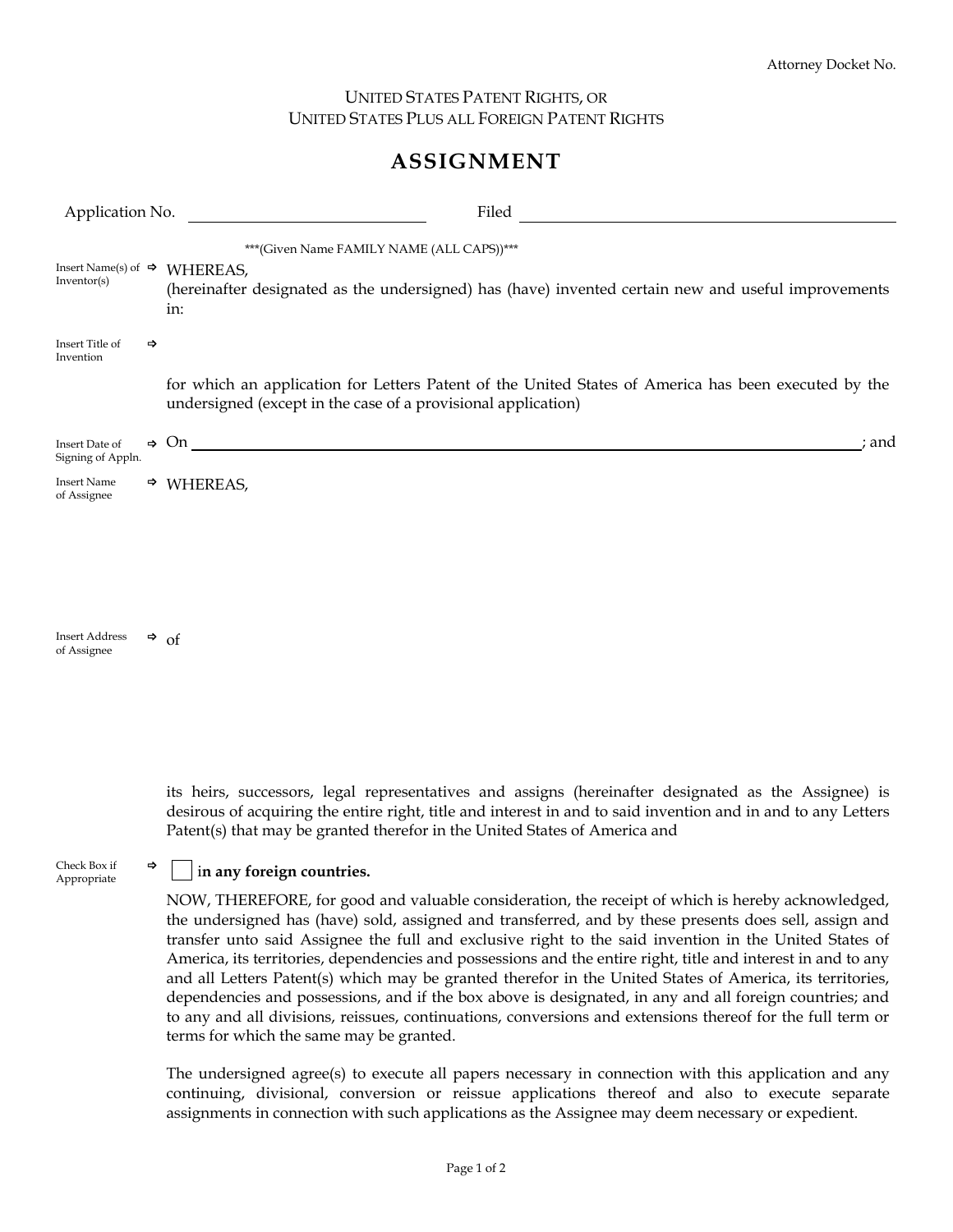Attorney Docket No.

UNITED STATES PATENT RIGHTS, OR
UNITED STATES PLUS ALL FOREIGN PATENT RIGHTS

# ASSIGNMENT

Application No. ____________________ Filed ________________________________

***(Given Name FAMILY NAME (ALL CAPS))***

Insert Name(s) of Inventor(s) ⇨ WHEREAS,
(hereinafter designated as the undersigned) has (have) invented certain new and useful improvements in:

Insert Title of Invention ⇨

for which an application for Letters Patent of the United States of America has been executed by the undersigned (except in the case of a provisional application)

Insert Date of Signing of Appln. ⇨ On ________________________________________________________________; and

Insert Name of Assignee ⇨ WHEREAS,

Insert Address of Assignee ⇨ of

its heirs, successors, legal representatives and assigns (hereinafter designated as the Assignee) is desirous of acquiring the entire right, title and interest in and to said invention and in and to any Letters Patent(s) that may be granted therefor in the United States of America and

Check Box if Appropriate ⇨ ☐ **in any foreign countries.**

NOW, THEREFORE, for good and valuable consideration, the receipt of which is hereby acknowledged, the undersigned has (have) sold, assigned and transferred, and by these presents does sell, assign and transfer unto said Assignee the full and exclusive right to the said invention in the United States of America, its territories, dependencies and possessions and the entire right, title and interest in and to any and all Letters Patent(s) which may be granted therefor in the United States of America, its territories, dependencies and possessions, and if the box above is designated, in any and all foreign countries; and to any and all divisions, reissues, continuations, conversions and extensions thereof for the full term or terms for which the same may be granted.

The undersigned agree(s) to execute all papers necessary in connection with this application and any continuing, divisional, conversion or reissue applications thereof and also to execute separate assignments in connection with such applications as the Assignee may deem necessary or expedient.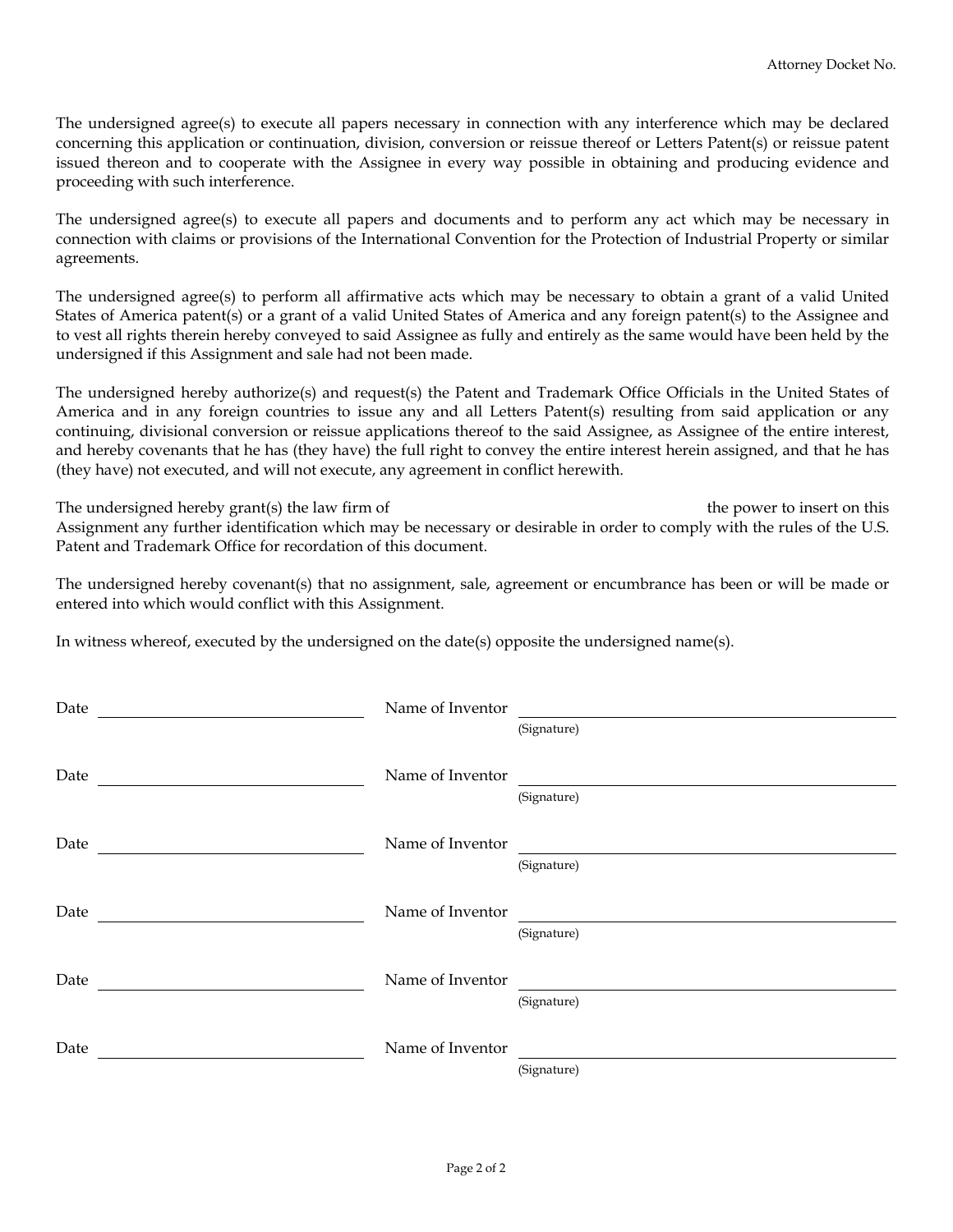Attorney Docket No.

The undersigned agree(s) to execute all papers necessary in connection with any interference which may be declared concerning this application or continuation, division, conversion or reissue thereof or Letters Patent(s) or reissue patent issued thereon and to cooperate with the Assignee in every way possible in obtaining and producing evidence and proceeding with such interference.

The undersigned agree(s) to execute all papers and documents and to perform any act which may be necessary in connection with claims or provisions of the International Convention for the Protection of Industrial Property or similar agreements.

The undersigned agree(s) to perform all affirmative acts which may be necessary to obtain a grant of a valid United States of America patent(s) or a grant of a valid United States of America and any foreign patent(s) to the Assignee and to vest all rights therein hereby conveyed to said Assignee as fully and entirely as the same would have been held by the undersigned if this Assignment and sale had not been made.

The undersigned hereby authorize(s) and request(s) the Patent and Trademark Office Officials in the United States of America and in any foreign countries to issue any and all Letters Patent(s) resulting from said application or any continuing, divisional conversion or reissue applications thereof to the said Assignee, as Assignee of the entire interest, and hereby covenants that he has (they have) the full right to convey the entire interest herein assigned, and that he has (they have) not executed, and will not execute, any agreement in conflict herewith.

The undersigned hereby grant(s) the law firm of \_\_\_\_\_\_\_\_\_\_\_\_\_\_\_\_\_\_\_\_\_\_\_\_\_\_\_\_\_\_ the power to insert on this Assignment any further identification which may be necessary or desirable in order to comply with the rules of the U.S. Patent and Trademark Office for recordation of this document.

The undersigned hereby covenant(s) that no assignment, sale, agreement or encumbrance has been or will be made or entered into which would conflict with this Assignment.

In witness whereof, executed by the undersigned on the date(s) opposite the undersigned name(s).

Date \_\_\_\_\_\_\_\_\_\_\_\_\_\_\_\_\_\_\_\_ Name of Inventor \_\_\_\_\_\_\_\_\_\_\_\_\_\_\_\_\_\_\_\_\_\_\_\_\_\_\_\_
(Signature)

Date \_\_\_\_\_\_\_\_\_\_\_\_\_\_\_\_\_\_\_\_ Name of Inventor \_\_\_\_\_\_\_\_\_\_\_\_\_\_\_\_\_\_\_\_\_\_\_\_\_\_\_\_
(Signature)

Date \_\_\_\_\_\_\_\_\_\_\_\_\_\_\_\_\_\_\_\_ Name of Inventor \_\_\_\_\_\_\_\_\_\_\_\_\_\_\_\_\_\_\_\_\_\_\_\_\_\_\_\_
(Signature)

Date \_\_\_\_\_\_\_\_\_\_\_\_\_\_\_\_\_\_\_\_ Name of Inventor \_\_\_\_\_\_\_\_\_\_\_\_\_\_\_\_\_\_\_\_\_\_\_\_\_\_\_\_
(Signature)

Date \_\_\_\_\_\_\_\_\_\_\_\_\_\_\_\_\_\_\_\_ Name of Inventor \_\_\_\_\_\_\_\_\_\_\_\_\_\_\_\_\_\_\_\_\_\_\_\_\_\_\_\_
(Signature)

Date \_\_\_\_\_\_\_\_\_\_\_\_\_\_\_\_\_\_\_\_ Name of Inventor \_\_\_\_\_\_\_\_\_\_\_\_\_\_\_\_\_\_\_\_\_\_\_\_\_\_\_\_
(Signature)